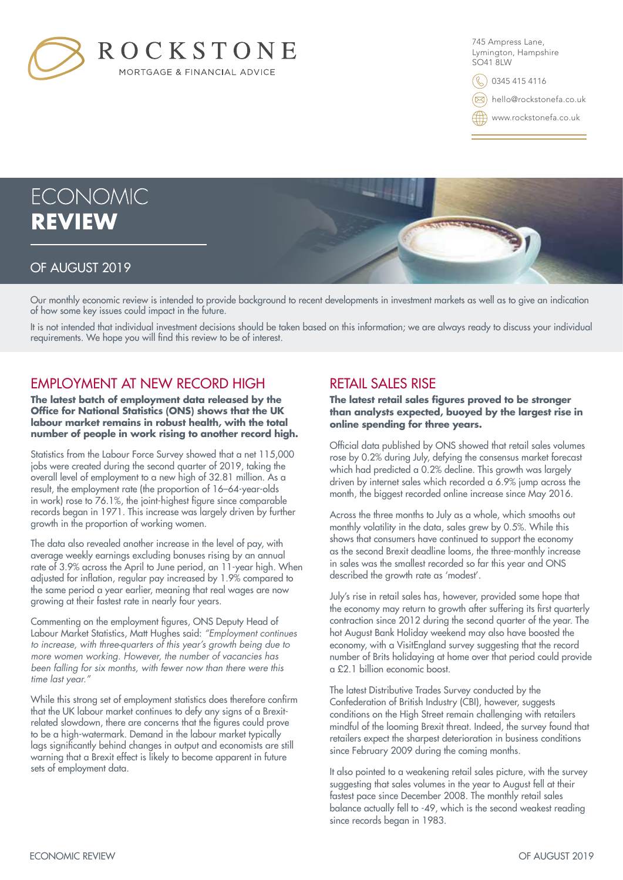ROCKSTONE

MORTGAGE & FINANCIAL ADVICE

745 Ampress Lane,
Lymington, Hampshire
SO41 8LW

0345 415 4116

hello@rockstonefa.co.uk

www.rockstonefa.co.uk

# ECONOMIC **REVIEW**

## OF AUGUST 2019

Our monthly economic review is intended to provide background to recent developments in investment markets as well as to give an indication of how some key issues could impact in the future.

It is not intended that individual investment decisions should be taken based on this information; we are always ready to discuss your individual requirements. We hope you will find this review to be of interest.

## EMPLOYMENT AT NEW RECORD HIGH

**The latest batch of employment data released by the Office for National Statistics (ONS) shows that the UK labour market remains in robust health, with the total number of people in work rising to another record high.**

Statistics from the Labour Force Survey showed that a net 115,000 jobs were created during the second quarter of 2019, taking the overall level of employment to a new high of 32.81 million. As a result, the employment rate (the proportion of 16–64-year-olds in work) rose to 76.1%, the joint-highest figure since comparable records began in 1971. This increase was largely driven by further growth in the proportion of working women.

The data also revealed another increase in the level of pay, with average weekly earnings excluding bonuses rising by an annual rate of 3.9% across the April to June period, an 11-year high. When adjusted for inflation, regular pay increased by 1.9% compared to the same period a year earlier, meaning that real wages are now growing at their fastest rate in nearly four years.

Commenting on the employment figures, ONS Deputy Head of Labour Market Statistics, Matt Hughes said: *"Employment continues to increase, with three-quarters of this year's growth being due to more women working. However, the number of vacancies has been falling for six months, with fewer now than there were this time last year."*

While this strong set of employment statistics does therefore confirm that the UK labour market continues to defy any signs of a Brexit-related slowdown, there are concerns that the figures could prove to be a high-watermark. Demand in the labour market typically lags significantly behind changes in output and economists are still warning that a Brexit effect is likely to become apparent in future sets of employment data.

## RETAIL SALES RISE

**The latest retail sales figures proved to be stronger than analysts expected, buoyed by the largest rise in online spending for three years.**

Official data published by ONS showed that retail sales volumes rose by 0.2% during July, defying the consensus market forecast which had predicted a 0.2% decline. This growth was largely driven by internet sales which recorded a 6.9% jump across the month, the biggest recorded online increase since May 2016.

Across the three months to July as a whole, which smooths out monthly volatility in the data, sales grew by 0.5%. While this shows that consumers have continued to support the economy as the second Brexit deadline looms, the three-monthly increase in sales was the smallest recorded so far this year and ONS described the growth rate as 'modest'.

July's rise in retail sales has, however, provided some hope that the economy may return to growth after suffering its first quarterly contraction since 2012 during the second quarter of the year. The hot August Bank Holiday weekend may also have boosted the economy, with a VisitEngland survey suggesting that the record number of Brits holidaying at home over that period could provide a £2.1 billion economic boost.

The latest Distributive Trades Survey conducted by the Confederation of British Industry (CBI), however, suggests conditions on the High Street remain challenging with retailers mindful of the looming Brexit threat. Indeed, the survey found that retailers expect the sharpest deterioration in business conditions since February 2009 during the coming months.

It also pointed to a weakening retail sales picture, with the survey suggesting that sales volumes in the year to August fell at their fastest pace since December 2008. The monthly retail sales balance actually fell to -49, which is the second weakest reading since records began in 1983.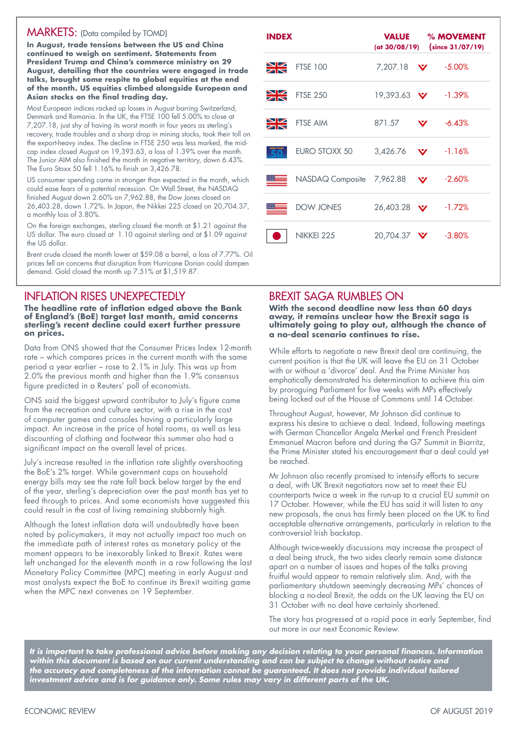## MARKETS: (Data compiled by TOMD)

**In August, trade tensions between the US and China continued to weigh on sentiment. Statements from President Trump and China's commerce ministry on 29 August, detailing that the countries were engaged in trade talks, brought some respite to global equities at the end of the month. US equities climbed alongside European and Asian stocks on the final trading day.**

Most European indices racked up losses in August barring Switzerland, Denmark and Romania. In the UK, the FTSE 100 fell 5.00% to close at 7,207.18, just shy of having its worst month in four years as sterling's recovery, trade troubles and a sharp drop in mining stocks, took their toll on the export-heavy index. The decline in FTSE 250 was less marked, the mid-cap index closed August on 19,393.63, a loss of 1.39% over the month. The Junior AIM also finished the month in negative territory, down 6.43%. The Euro Stoxx 50 fell 1.16% to finish on 3,426.78.

US consumer spending came in stronger than expected in the month, which could ease fears of a potential recession. On Wall Street, the NASDAQ finished August down 2.60% on 7,962.88, the Dow Jones closed on 26,403.28, down 1.72%. In Japan, the Nikkei 225 closed on 20,704.37, a monthly loss of 3.80%.

On the foreign exchanges, sterling closed the month at $1.21 against the US dollar. The euro closed at 1.10 against sterling and at $1.09 against the US dollar.

Brent crude closed the month lower at $59.08 a barrel, a loss of 7.77%. Oil prices fell on concerns that disruption from Hurricane Dorian could dampen demand. Gold closed the month up 7.51% at $1,519.87.

| INDEX | VALUE (at 30/08/19) | % MOVEMENT (since 31/07/19) |
|---|---|---|
| FTSE 100 | 7,207.18 | -5.00% |
| FTSE 250 | 19,393.63 | -1.39% |
| FTSE AIM | 871.57 | -6.43% |
| EURO STOXX 50 | 3,426.76 | -1.16% |
| NASDAQ Composite | 7,962.88 | -2.60% |
| DOW JONES | 26,403.28 | -1.72% |
| NIKKEI 225 | 20,704.37 | -3.80% |

## INFLATION RISES UNEXPECTEDLY

**The headline rate of inflation edged above the Bank of England's (BoE) target last month, amid concerns sterling's recent decline could exert further pressure on prices.**

Data from ONS showed that the Consumer Prices Index 12-month rate – which compares prices in the current month with the same period a year earlier – rose to 2.1% in July. This was up from 2.0% the previous month and higher than the 1.9% consensus figure predicted in a Reuters' poll of economists.

ONS said the biggest upward contributor to July's figure came from the recreation and culture sector, with a rise in the cost of computer games and consoles having a particularly large impact. An increase in the price of hotel rooms, as well as less discounting of clothing and footwear this summer also had a significant impact on the overall level of prices.

July's increase resulted in the inflation rate slightly overshooting the BoE's 2% target. While government caps on household energy bills may see the rate fall back below target by the end of the year, sterling's depreciation over the past month has yet to feed through to prices. And some economists have suggested this could result in the cost of living remaining stubbornly high.

Although the latest inflation data will undoubtedly have been noted by policymakers, it may not actually impact too much on the immediate path of interest rates as monetary policy at the moment appears to be inexorably linked to Brexit. Rates were left unchanged for the eleventh month in a row following the last Monetary Policy Committee (MPC) meeting in early August and most analysts expect the BoE to continue its Brexit waiting game when the MPC next convenes on 19 September.

## BREXIT SAGA RUMBLES ON

**With the second deadline now less than 60 days away, it remains unclear how the Brexit saga is ultimately going to play out, although the chance of a no-deal scenario continues to rise.**

While efforts to negotiate a new Brexit deal are continuing, the current position is that the UK will leave the EU on 31 October with or without a 'divorce' deal. And the Prime Minister has emphatically demonstrated his determination to achieve this aim by proroguing Parliament for five weeks with MPs effectively being locked out of the House of Commons until 14 October.

Throughout August, however, Mr Johnson did continue to express his desire to achieve a deal. Indeed, following meetings with German Chancellor Angela Merkel and French President Emmanuel Macron before and during the G7 Summit in Biarritz, the Prime Minister stated his encouragement that a deal could yet be reached.

Mr Johnson also recently promised to intensify efforts to secure a deal, with UK Brexit negotiators now set to meet their EU counterparts twice a week in the run-up to a crucial EU summit on 17 October. However, while the EU has said it will listen to any new proposals, the onus has firmly been placed on the UK to find acceptable alternative arrangements, particularly in relation to the controversial Irish backstop.

Although twice-weekly discussions may increase the prospect of a deal being struck, the two sides clearly remain some distance apart on a number of issues and hopes of the talks proving fruitful would appear to remain relatively slim. And, with the parliamentary shutdown seemingly decreasing MPs' chances of blocking a no-deal Brexit, the odds on the UK leaving the EU on 31 October with no deal have certainly shortened.

The story has progressed at a rapid pace in early September, find out more in our next Economic Review.

***It is important to take professional advice before making any decision relating to your personal finances. Information within this document is based on our current understanding and can be subject to change without notice and the accuracy and completeness of the information cannot be guaranteed. It does not provide individual tailored investment advice and is for guidance only. Some rules may vary in different parts of the UK.***